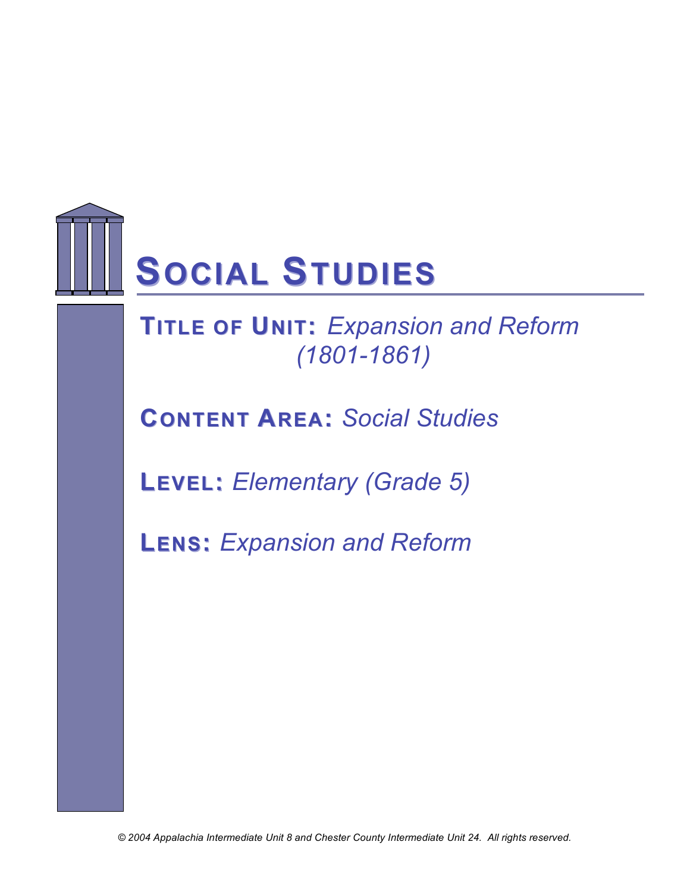# SOCIAL STUDIES

**TITLE OF UNIT:** *Expansion and Reform (1801-1861)*

**CONTENT AREA:** *Social Studies*

**LEVEL:** *Elementary (Grade 5)*

**LENS:** *Expansion and Reform*

*© 2004 Appalachia Intermediate Unit 8 and Chester County Intermediate Unit 24. All rights reserved.*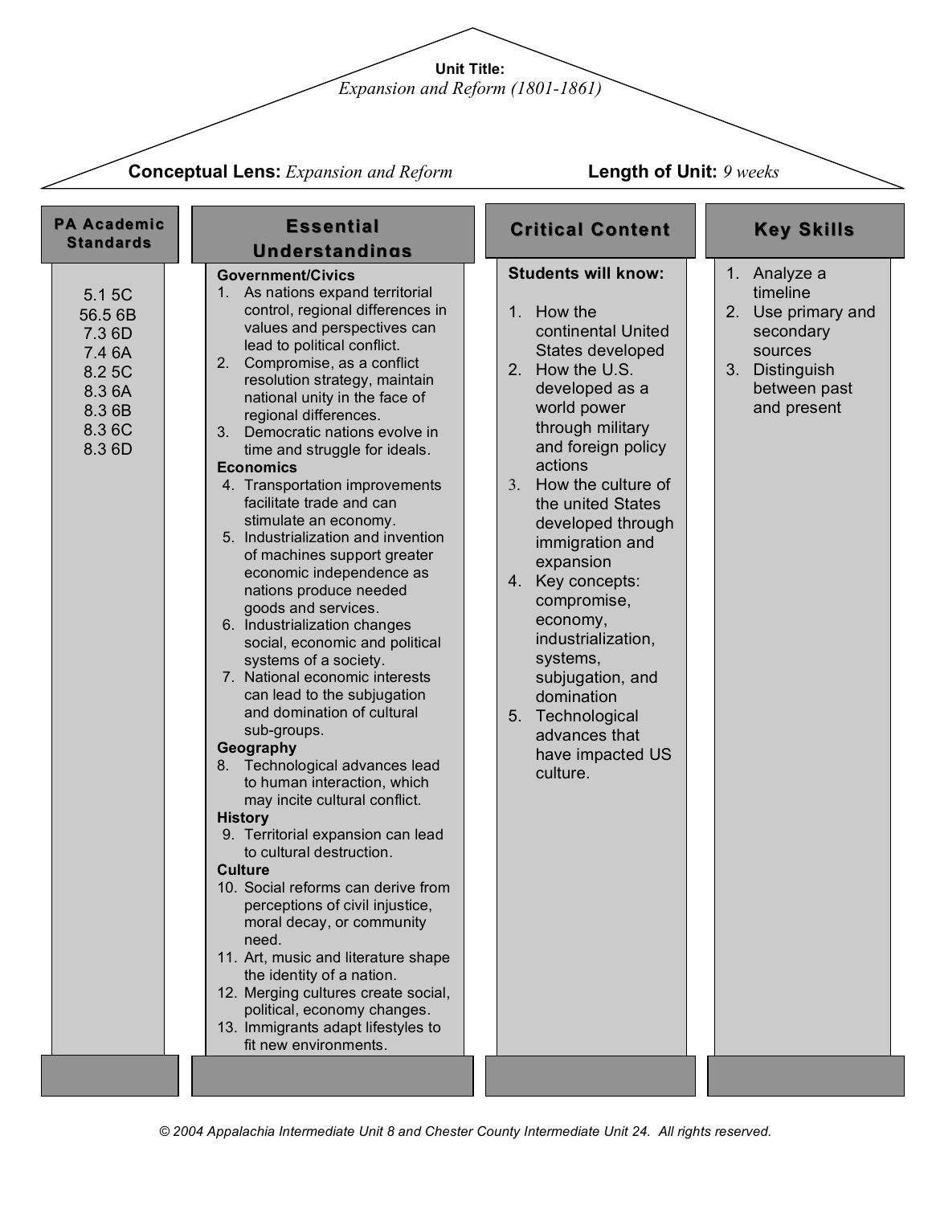**Unit Title:**
*Expansion and Reform (1801-1861)*

**Conceptual Lens:** *Expansion and Reform*

**Length of Unit:** *9 weeks*

## PA Academic Standards

5.1 5C
56.5 6B
7.3 6D
7.4 6A
8.2 5C
8.3 6A
8.3 6B
8.3 6C
8.3 6D

## Essential Understandings

**Government/Civics**

1. As nations expand territorial control, regional differences in values and perspectives can lead to political conflict.
2. Compromise, as a conflict resolution strategy, maintain national unity in the face of regional differences.
3. Democratic nations evolve in time and struggle for ideals.

**Economics**

4. Transportation improvements facilitate trade and can stimulate an economy.
5. Industrialization and invention of machines support greater economic independence as nations produce needed goods and services.
6. Industrialization changes social, economic and political systems of a society.
7. National economic interests can lead to the subjugation and domination of cultural sub-groups.

**Geography**

8. Technological advances lead to human interaction, which may incite cultural conflict.

**History**

9. Territorial expansion can lead to cultural destruction.

**Culture**

10. Social reforms can derive from perceptions of civil injustice, moral decay, or community need.
11. Art, music and literature shape the identity of a nation.
12. Merging cultures create social, political, economy changes.
13. Immigrants adapt lifestyles to fit new environments.

## Critical Content

**Students will know:**

1. How the continental United States developed
2. How the U.S. developed as a world power through military and foreign policy actions
3. How the culture of the united States developed through immigration and expansion
4. Key concepts: compromise, economy, industrialization, systems, subjugation, and domination
5. Technological advances that have impacted US culture.

## Key Skills

1. Analyze a timeline
2. Use primary and secondary sources
3. Distinguish between past and present

*© 2004 Appalachia Intermediate Unit 8 and Chester County Intermediate Unit 24. All rights reserved.*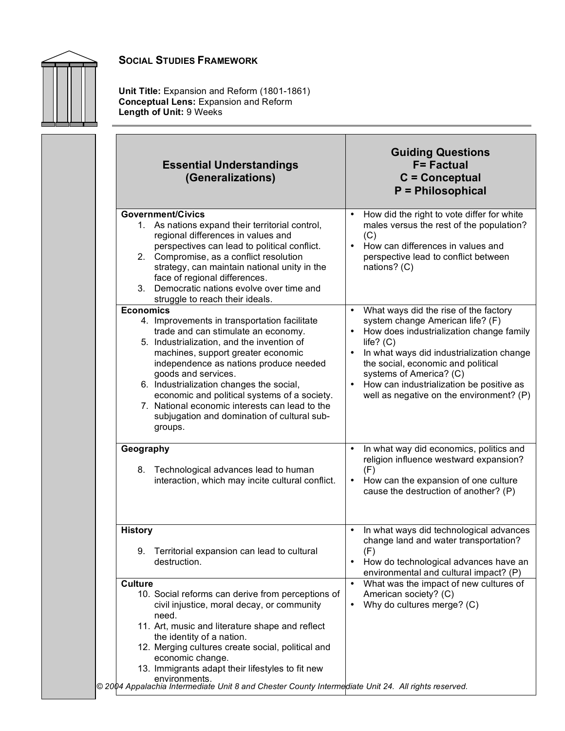## Social Studies Framework

**Unit Title:** Expansion and Reform (1801-1861)
**Conceptual Lens:** Expansion and Reform
**Length of Unit:** 9 Weeks

| Essential Understandings (Generalizations) | Guiding Questions F= Factual C = Conceptual P = Philosophical |
|---|---|
| **Government/Civics**<br>1. As nations expand their territorial control, regional differences in values and perspectives can lead to political conflict.<br>2. Compromise, as a conflict resolution strategy, can maintain national unity in the face of regional differences.<br>3. Democratic nations evolve over time and struggle to reach their ideals. | • How did the right to vote differ for white males versus the rest of the population? (C)<br>• How can differences in values and perspective lead to conflict between nations? (C) |
| **Economics**<br>4. Improvements in transportation facilitate trade and can stimulate an economy.<br>5. Industrialization, and the invention of machines, support greater economic independence as nations produce needed goods and services.<br>6. Industrialization changes the social, economic and political systems of a society.<br>7. National economic interests can lead to the subjugation and domination of cultural sub-groups. | • What ways did the rise of the factory system change American life? (F)<br>• How does industrialization change family life? (C)<br>• In what ways did industrialization change the social, economic and political systems of America? (C)<br>• How can industrialization be positive as well as negative on the environment? (P) |
| **Geography**<br>8. Technological advances lead to human interaction, which may incite cultural conflict. | • In what way did economics, politics and religion influence westward expansion? (F)<br>• How can the expansion of one culture cause the destruction of another? (P) |
| **History**<br>9. Territorial expansion can lead to cultural destruction. | • In what ways did technological advances change land and water transportation? (F)<br>• How do technological advances have an environmental and cultural impact? (P) |
| **Culture**<br>10. Social reforms can derive from perceptions of civil injustice, moral decay, or community need.<br>11. Art, music and literature shape and reflect the identity of a nation.<br>12. Merging cultures create social, political and economic change.<br>13. Immigrants adapt their lifestyles to fit new environments. | • What was the impact of new cultures of American society? (C)<br>• Why do cultures merge? (C) |

© 2004 Appalachia Intermediate Unit 8 and Chester County Intermediate Unit 24. All rights reserved.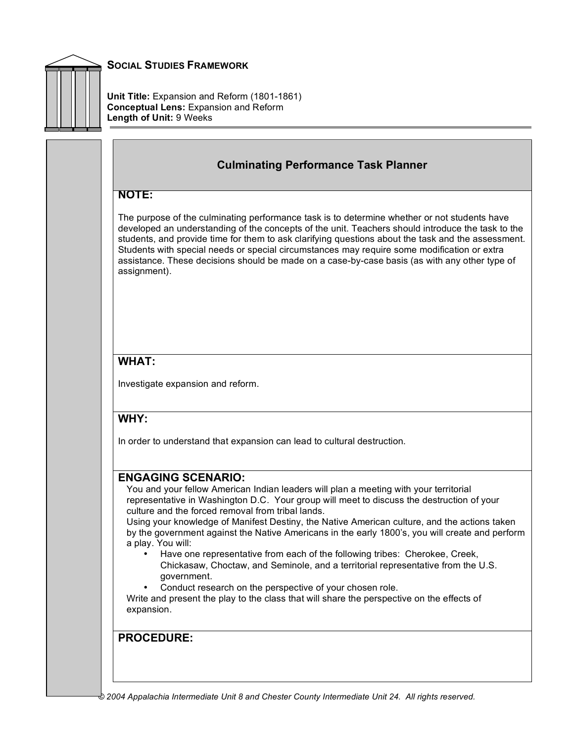**SOCIAL STUDIES FRAMEWORK**

**Unit Title:** Expansion and Reform (1801-1861)
**Conceptual Lens:** Expansion and Reform
**Length of Unit:** 9 Weeks

## Culminating Performance Task Planner

### NOTE:

The purpose of the culminating performance task is to determine whether or not students have developed an understanding of the concepts of the unit. Teachers should introduce the task to the students, and provide time for them to ask clarifying questions about the task and the assessment. Students with special needs or special circumstances may require some modification or extra assistance. These decisions should be made on a case-by-case basis (as with any other type of assignment).

### WHAT:

Investigate expansion and reform.

### WHY:

In order to understand that expansion can lead to cultural destruction.

### ENGAGING SCENARIO:

You and your fellow American Indian leaders will plan a meeting with your territorial representative in Washington D.C. Your group will meet to discuss the destruction of your culture and the forced removal from tribal lands.

Using your knowledge of Manifest Destiny, the Native American culture, and the actions taken by the government against the Native Americans in the early 1800's, you will create and perform a play. You will:

- Have one representative from each of the following tribes: Cherokee, Creek, Chickasaw, Choctaw, and Seminole, and a territorial representative from the U.S. government.
- Conduct research on the perspective of your chosen role.

Write and present the play to the class that will share the perspective on the effects of expansion.

### PROCEDURE:

© 2004 Appalachia Intermediate Unit 8 and Chester County Intermediate Unit 24. All rights reserved.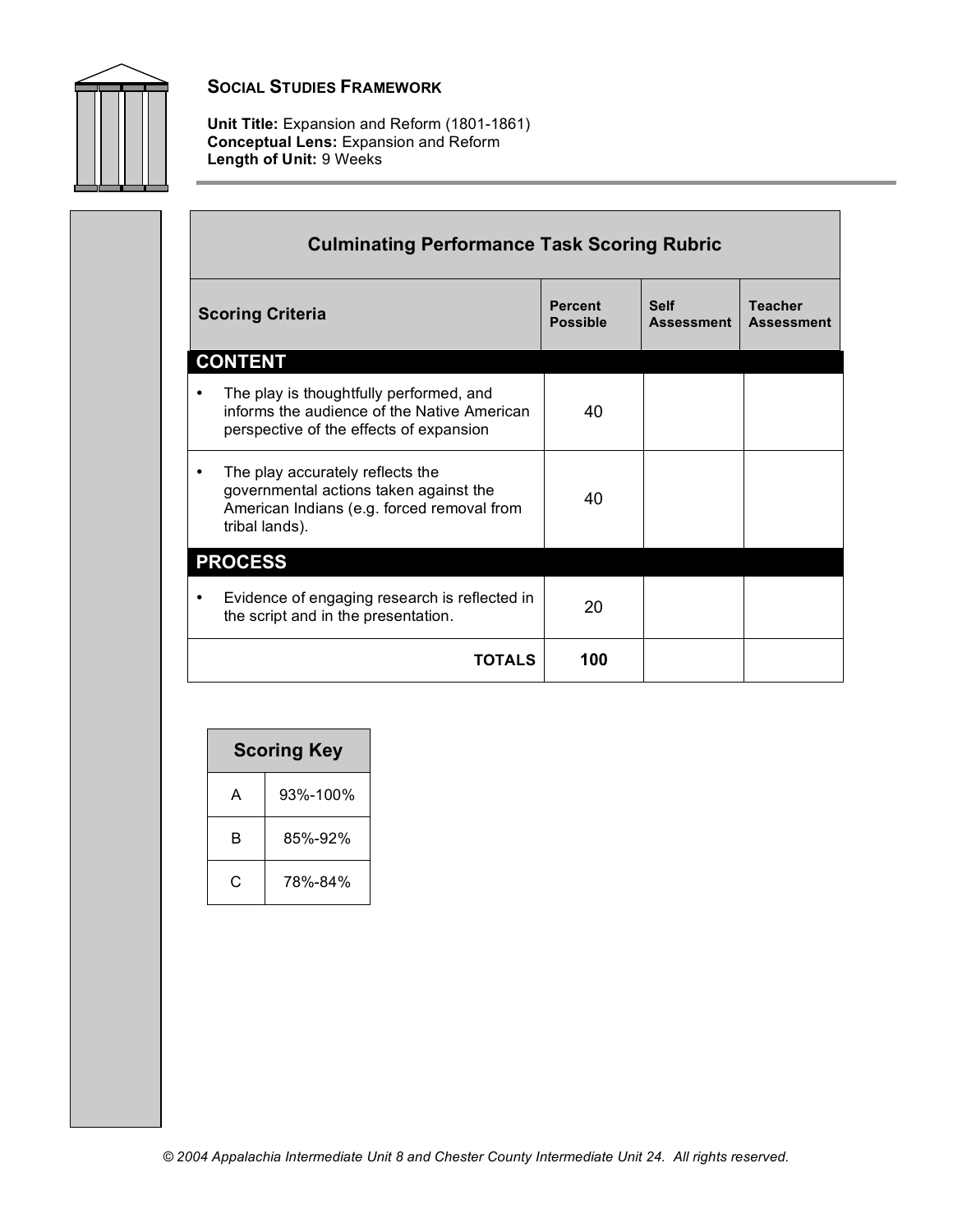**SOCIAL STUDIES FRAMEWORK**

**Unit Title:** Expansion and Reform (1801-1861)
**Conceptual Lens:** Expansion and Reform
**Length of Unit:** 9 Weeks

## Culminating Performance Task Scoring Rubric

| Scoring Criteria | Percent Possible | Self Assessment | Teacher Assessment |
|---|---|---|---|
| **CONTENT** | | | |
| • The play is thoughtfully performed, and informs the audience of the Native American perspective of the effects of expansion | 40 | | |
| • The play accurately reflects the governmental actions taken against the American Indians (e.g. forced removal from tribal lands). | 40 | | |
| **PROCESS** | | | |
| • Evidence of engaging research is reflected in the script and in the presentation. | 20 | | |
| **TOTALS** | **100** | | |

| Scoring Key | |
|---|---|
| A | 93%-100% |
| B | 85%-92% |
| C | 78%-84% |

*© 2004 Appalachia Intermediate Unit 8 and Chester County Intermediate Unit 24. All rights reserved.*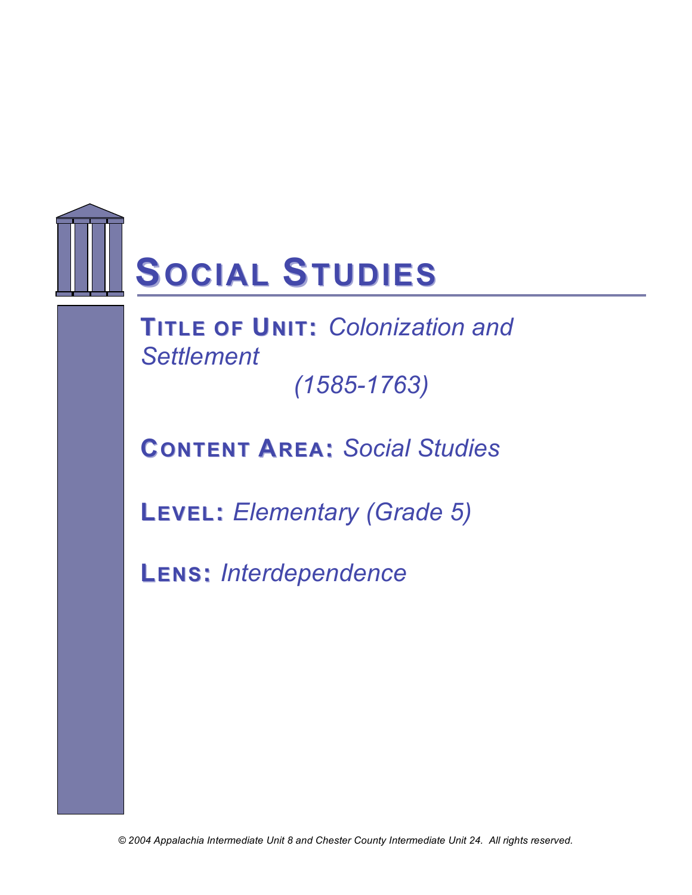# SOCIAL STUDIES

**TITLE OF UNIT:** *Colonization and Settlement (1585-1763)*

**CONTENT AREA:** *Social Studies*

**LEVEL:** *Elementary (Grade 5)*

**LENS:** *Interdependence*

*© 2004 Appalachia Intermediate Unit 8 and Chester County Intermediate Unit 24. All rights reserved.*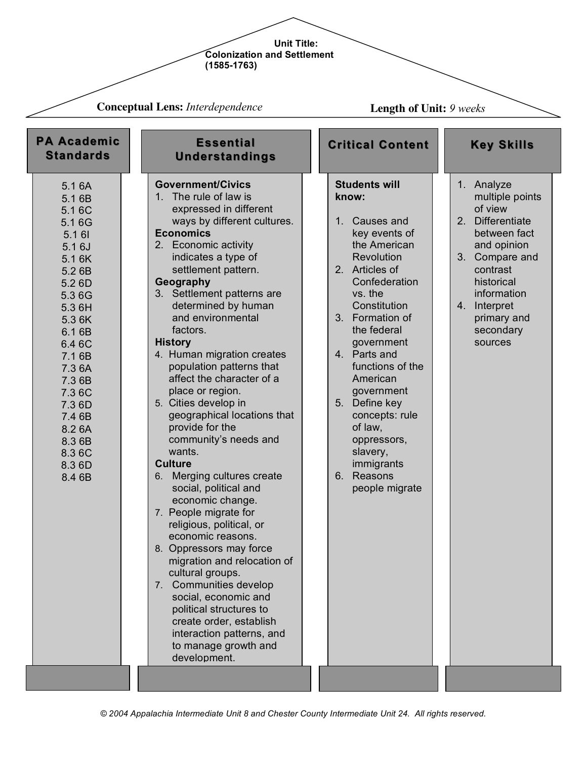**Unit Title:**
**Colonization and Settlement**
**(1585-1763)**

**Conceptual Lens:** *Interdependence*

**Length of Unit:** *9 weeks*

## PA Academic Standards

5.1 6A
5.1 6B
5.1 6C
5.1 6G
5.1 6I
5.1 6J
5.1 6K
5.2 6B
5.2 6D
5.3 6G
5.3 6H
5.3 6K
6.1 6B
6.4 6C
7.1 6B
7.3 6A
7.3 6B
7.3 6C
7.3 6D
7.4 6B
8.2 6A
8.3 6B
8.3 6C
8.3 6D
8.4 6B

## Essential Understandings

**Government/Civics**

1. The rule of law is expressed in different ways by different cultures.

**Economics**

2. Economic activity indicates a type of settlement pattern.

**Geography**

3. Settlement patterns are determined by human and environmental factors.

**History**

4. Human migration creates population patterns that affect the character of a place or region.
5. Cities develop in geographical locations that provide for the community's needs and wants.

**Culture**

6. Merging cultures create social, political and economic change.
7. People migrate for religious, political, or economic reasons.
8. Oppressors may force migration and relocation of cultural groups.
7. Communities develop social, economic and political structures to create order, establish interaction patterns, and to manage growth and development.

## Critical Content

**Students will know:**

1. Causes and key events of the American Revolution
2. Articles of Confederation vs. the Constitution
3. Formation of the federal government
4. Parts and functions of the American government
5. Define key concepts: rule of law, oppressors, slavery, immigrants
6. Reasons people migrate

## Key Skills

1. Analyze multiple points of view
2. Differentiate between fact and opinion
3. Compare and contrast historical information
4. Interpret primary and secondary sources

*© 2004 Appalachia Intermediate Unit 8 and Chester County Intermediate Unit 24. All rights reserved.*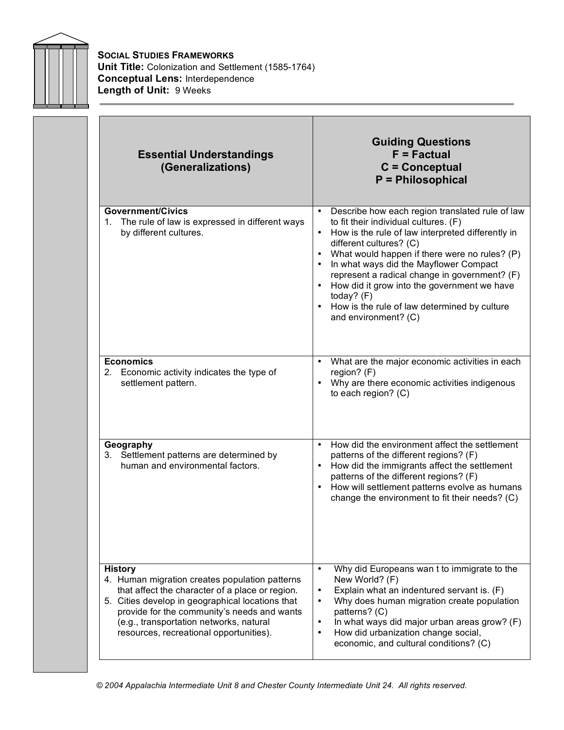**SOCIAL STUDIES FRAMEWORKS**
**Unit Title:** Colonization and Settlement (1585-1764)
**Conceptual Lens:** Interdependence
**Length of Unit:** 9 Weeks

| Essential Understandings (Generalizations) | Guiding Questions F = Factual C = Conceptual P = Philosophical |
|---|---|
| **Government/Civics**<br>1. The rule of law is expressed in different ways by different cultures. | • Describe how each region translated rule of law to fit their individual cultures. (F)<br>• How is the rule of law interpreted differently in different cultures? (C)<br>• What would happen if there were no rules? (P)<br>• In what ways did the Mayflower Compact represent a radical change in government? (F)<br>• How did it grow into the government we have today? (F)<br>• How is the rule of law determined by culture and environment? (C) |
| **Economics**<br>2. Economic activity indicates the type of settlement pattern. | • What are the major economic activities in each region? (F)<br>• Why are there economic activities indigenous to each region? (C) |
| **Geography**<br>3. Settlement patterns are determined by human and environmental factors. | • How did the environment affect the settlement patterns of the different regions? (F)<br>• How did the immigrants affect the settlement patterns of the different regions? (F)<br>• How will settlement patterns evolve as humans change the environment to fit their needs? (C) |
| **History**<br>4. Human migration creates population patterns that affect the character of a place or region.<br>5. Cities develop in geographical locations that provide for the community's needs and wants (e.g., transportation networks, natural resources, recreational opportunities). | • Why did Europeans wan t to immigrate to the New World? (F)<br>• Explain what an indentured servant is. (F)<br>• Why does human migration create population patterns? (C)<br>• In what ways did major urban areas grow? (F)<br>• How did urbanization change social, economic, and cultural conditions? (C) |

*© 2004 Appalachia Intermediate Unit 8 and Chester County Intermediate Unit 24. All rights reserved.*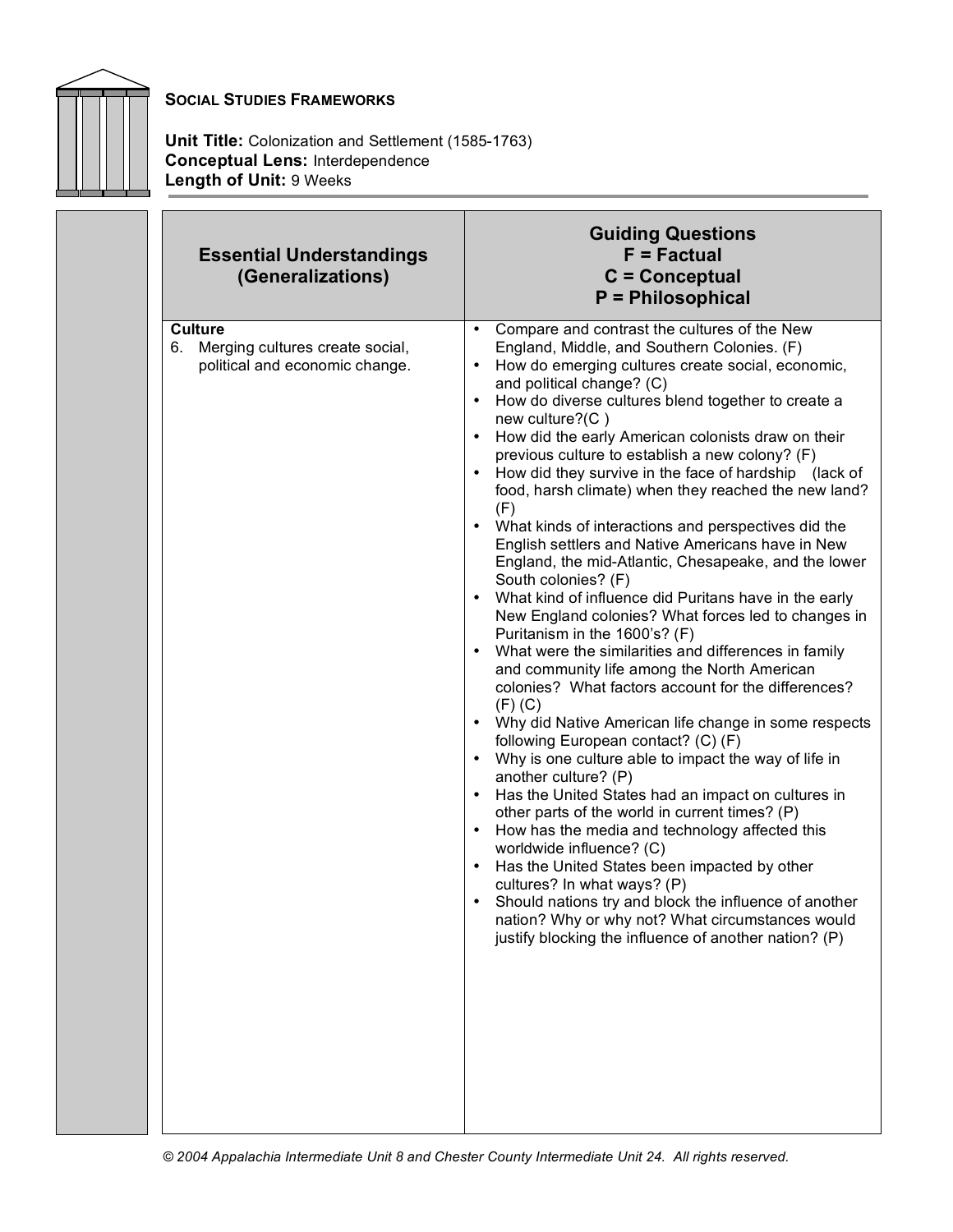**SOCIAL STUDIES FRAMEWORKS**

**Unit Title:** Colonization and Settlement (1585-1763)
**Conceptual Lens:** Interdependence
**Length of Unit:** 9 Weeks

| Essential Understandings (Generalizations) | Guiding Questions F = Factual C = Conceptual P = Philosophical |
|---|---|
| **Culture**<br>6. Merging cultures create social, political and economic change. | • Compare and contrast the cultures of the New England, Middle, and Southern Colonies. (F)<br>• How do emerging cultures create social, economic, and political change? (C)<br>• How do diverse cultures blend together to create a new culture?(C )<br>• How did the early American colonists draw on their previous culture to establish a new colony? (F)<br>• How did they survive in the face of hardship (lack of food, harsh climate) when they reached the new land? (F)<br>• What kinds of interactions and perspectives did the English settlers and Native Americans have in New England, the mid-Atlantic, Chesapeake, and the lower South colonies? (F)<br>• What kind of influence did Puritans have in the early New England colonies? What forces led to changes in Puritanism in the 1600's? (F)<br>• What were the similarities and differences in family and community life among the North American colonies? What factors account for the differences? (F) (C)<br>• Why did Native American life change in some respects following European contact? (C) (F)<br>• Why is one culture able to impact the way of life in another culture? (P)<br>• Has the United States had an impact on cultures in other parts of the world in current times? (P)<br>• How has the media and technology affected this worldwide influence? (C)<br>• Has the United States been impacted by other cultures? In what ways? (P)<br>• Should nations try and block the influence of another nation? Why or why not? What circumstances would justify blocking the influence of another nation? (P) |

*© 2004 Appalachia Intermediate Unit 8 and Chester County Intermediate Unit 24. All rights reserved.*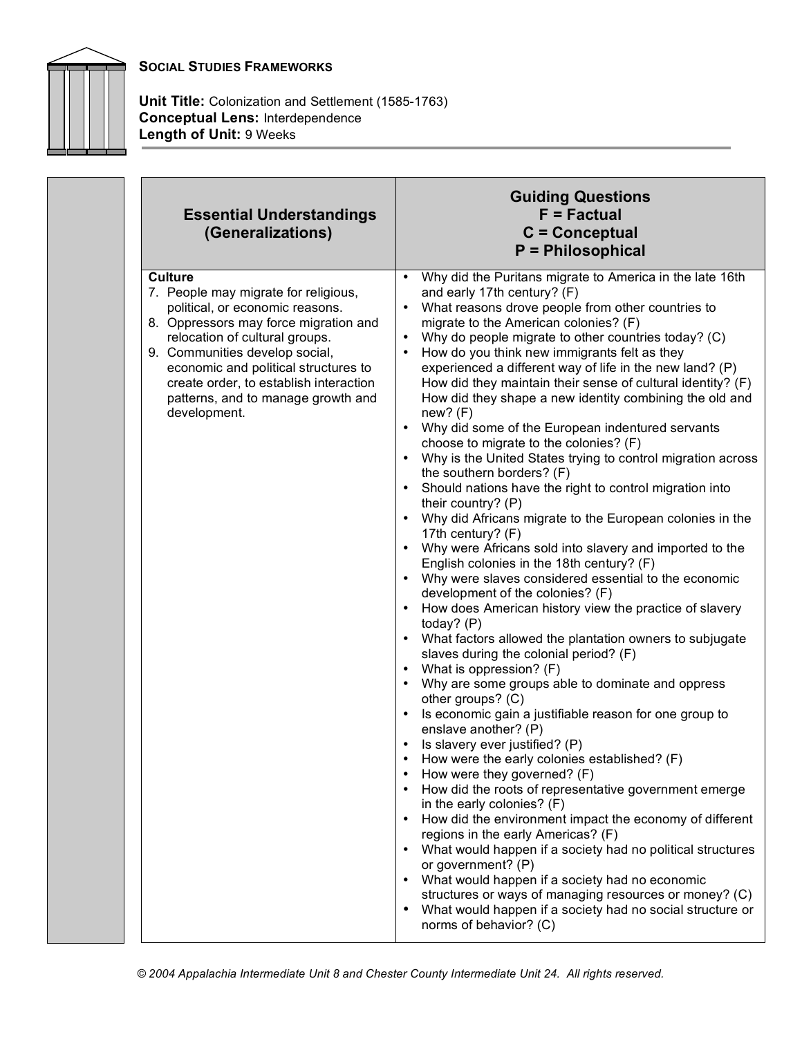**SOCIAL STUDIES FRAMEWORKS**

**Unit Title:** Colonization and Settlement (1585-1763)
**Conceptual Lens:** Interdependence
**Length of Unit:** 9 Weeks

| Essential Understandings (Generalizations) | Guiding Questions<br>F = Factual<br>C = Conceptual<br>P = Philosophical |
|---|---|
| **Culture**<br>7. People may migrate for religious, political, or economic reasons.<br>8. Oppressors may force migration and relocation of cultural groups.<br>9. Communities develop social, economic and political structures to create order, to establish interaction patterns, and to manage growth and development. | • Why did the Puritans migrate to America in the late 16th and early 17th century? (F)<br>• What reasons drove people from other countries to migrate to the American colonies? (F)<br>• Why do people migrate to other countries today? (C)<br>• How do you think new immigrants felt as they experienced a different way of life in the new land? (P) How did they maintain their sense of cultural identity? (F) How did they shape a new identity combining the old and new? (F)<br>• Why did some of the European indentured servants choose to migrate to the colonies? (F)<br>• Why is the United States trying to control migration across the southern borders? (F)<br>• Should nations have the right to control migration into their country? (P)<br>• Why did Africans migrate to the European colonies in the 17th century? (F)<br>• Why were Africans sold into slavery and imported to the English colonies in the 18th century? (F)<br>• Why were slaves considered essential to the economic development of the colonies? (F)<br>• How does American history view the practice of slavery today? (P)<br>• What factors allowed the plantation owners to subjugate slaves during the colonial period? (F)<br>• What is oppression? (F)<br>• Why are some groups able to dominate and oppress other groups? (C)<br>• Is economic gain a justifiable reason for one group to enslave another? (P)<br>• Is slavery ever justified? (P)<br>• How were the early colonies established? (F)<br>• How were they governed? (F)<br>• How did the roots of representative government emerge in the early colonies? (F)<br>• How did the environment impact the economy of different regions in the early Americas? (F)<br>• What would happen if a society had no political structures or government? (P)<br>• What would happen if a society had no economic structures or ways of managing resources or money? (C)<br>• What would happen if a society had no social structure or norms of behavior? (C) |

*© 2004 Appalachia Intermediate Unit 8 and Chester County Intermediate Unit 24. All rights reserved.*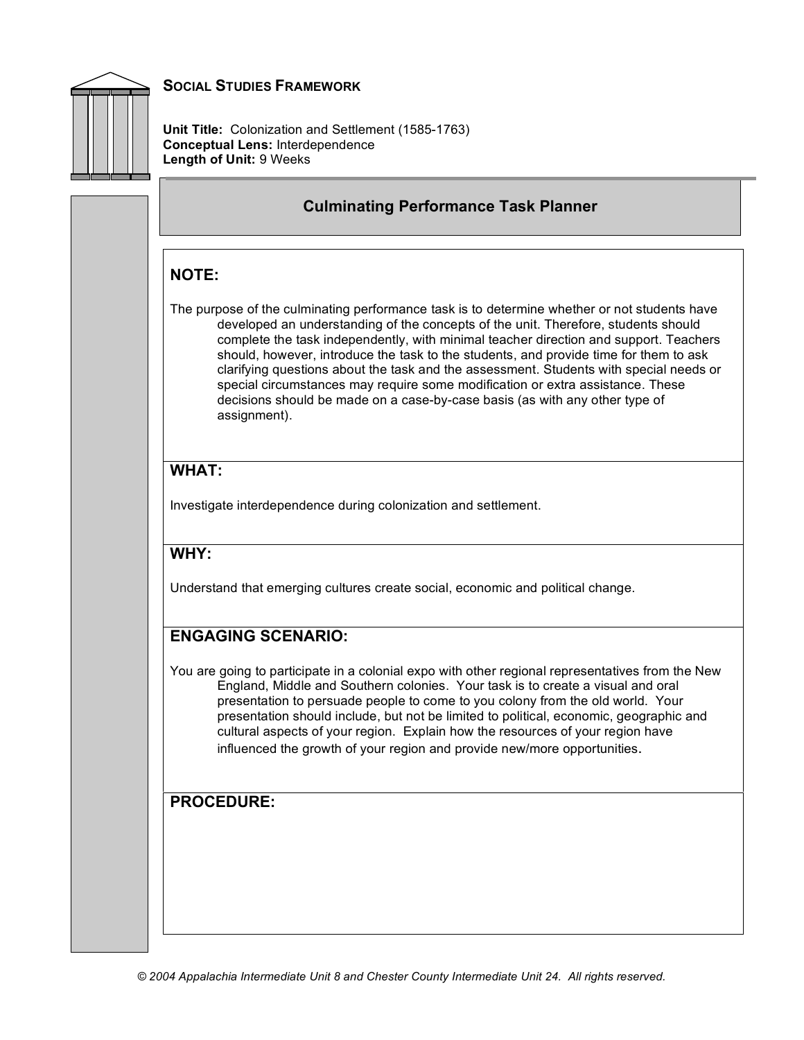# SOCIAL STUDIES FRAMEWORK

**Unit Title:** Colonization and Settlement (1585-1763)
**Conceptual Lens:** Interdependence
**Length of Unit:** 9 Weeks

## Culminating Performance Task Planner

### NOTE:

The purpose of the culminating performance task is to determine whether or not students have developed an understanding of the concepts of the unit. Therefore, students should complete the task independently, with minimal teacher direction and support. Teachers should, however, introduce the task to the students, and provide time for them to ask clarifying questions about the task and the assessment. Students with special needs or special circumstances may require some modification or extra assistance. These decisions should be made on a case-by-case basis (as with any other type of assignment).

### WHAT:

Investigate interdependence during colonization and settlement.

### WHY:

Understand that emerging cultures create social, economic and political change.

### ENGAGING SCENARIO:

You are going to participate in a colonial expo with other regional representatives from the New England, Middle and Southern colonies. Your task is to create a visual and oral presentation to persuade people to come to you colony from the old world. Your presentation should include, but not be limited to political, economic, geographic and cultural aspects of your region. Explain how the resources of your region have influenced the growth of your region and provide new/more opportunities.

### PROCEDURE:

*© 2004 Appalachia Intermediate Unit 8 and Chester County Intermediate Unit 24. All rights reserved.*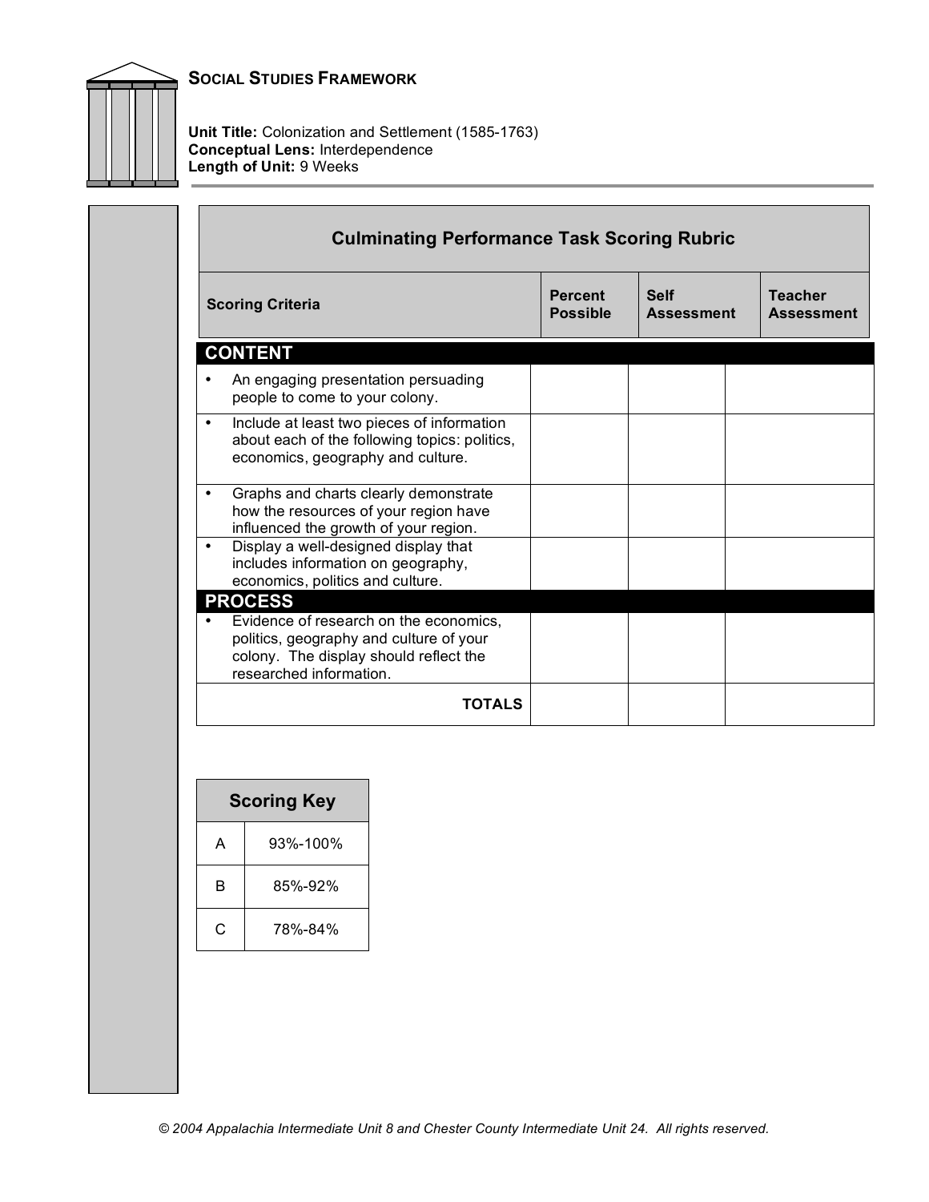**SOCIAL STUDIES FRAMEWORK**

**Unit Title:** Colonization and Settlement (1585-1763)
**Conceptual Lens:** Interdependence
**Length of Unit:** 9 Weeks

## Culminating Performance Task Scoring Rubric

| Scoring Criteria | Percent Possible | Self Assessment | Teacher Assessment |
|---|---|---|---|
| **CONTENT** | | | |
| • An engaging presentation persuading people to come to your colony. | | | |
| • Include at least two pieces of information about each of the following topics: politics, economics, geography and culture. | | | |
| • Graphs and charts clearly demonstrate how the resources of your region have influenced the growth of your region. | | | |
| • Display a well-designed display that includes information on geography, economics, politics and culture. | | | |
| **PROCESS** | | | |
| • Evidence of research on the economics, politics, geography and culture of your colony. The display should reflect the researched information. | | | |
| **TOTALS** | | | |

| Scoring Key | |
|---|---|
| A | 93%-100% |
| B | 85%-92% |
| C | 78%-84% |

*© 2004 Appalachia Intermediate Unit 8 and Chester County Intermediate Unit 24. All rights reserved.*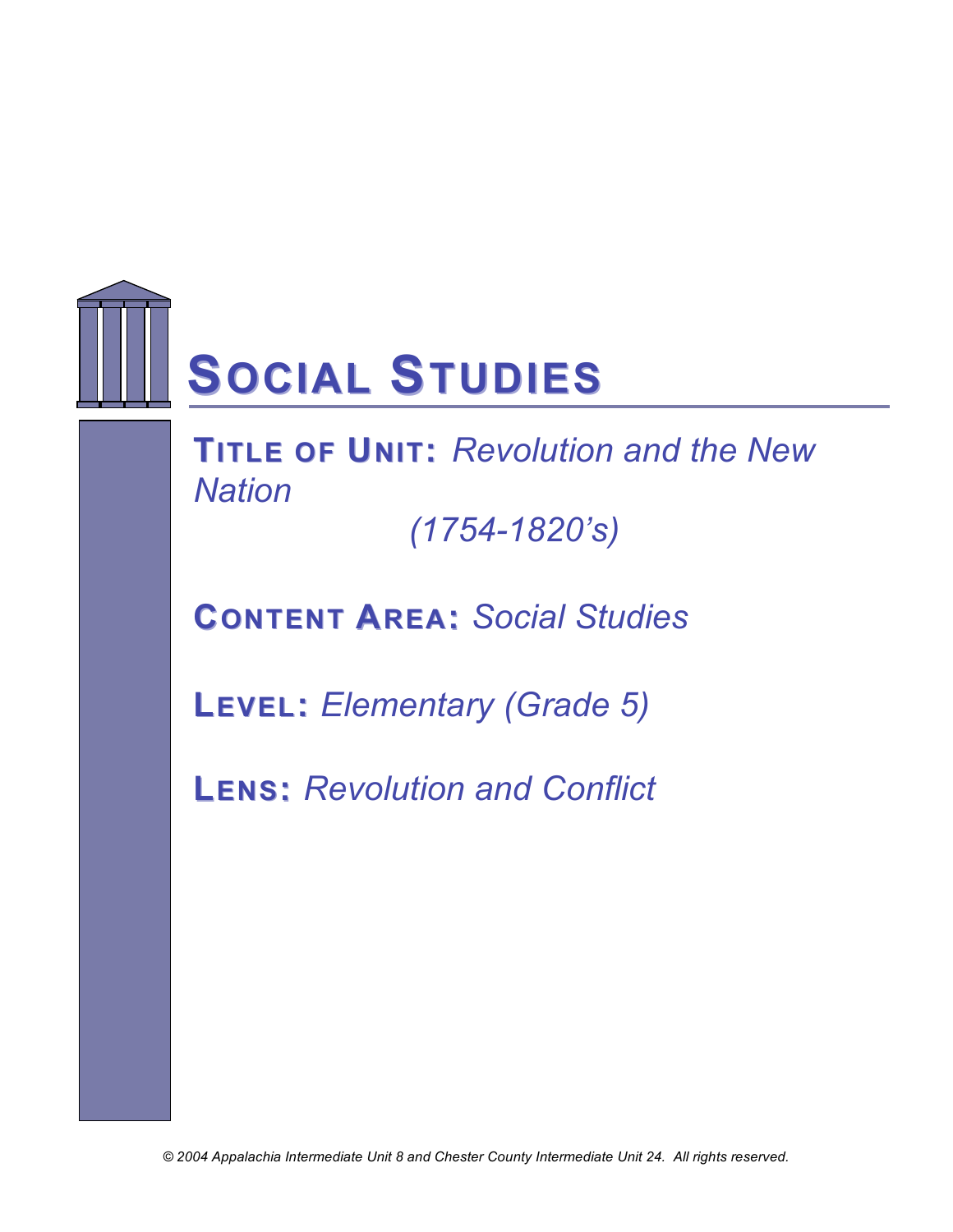# SOCIAL STUDIES

**TITLE OF UNIT:** *Revolution and the New Nation (1754-1820's)*

**CONTENT AREA:** *Social Studies*

**LEVEL:** *Elementary (Grade 5)*

**LENS:** *Revolution and Conflict*

*© 2004 Appalachia Intermediate Unit 8 and Chester County Intermediate Unit 24. All rights reserved.*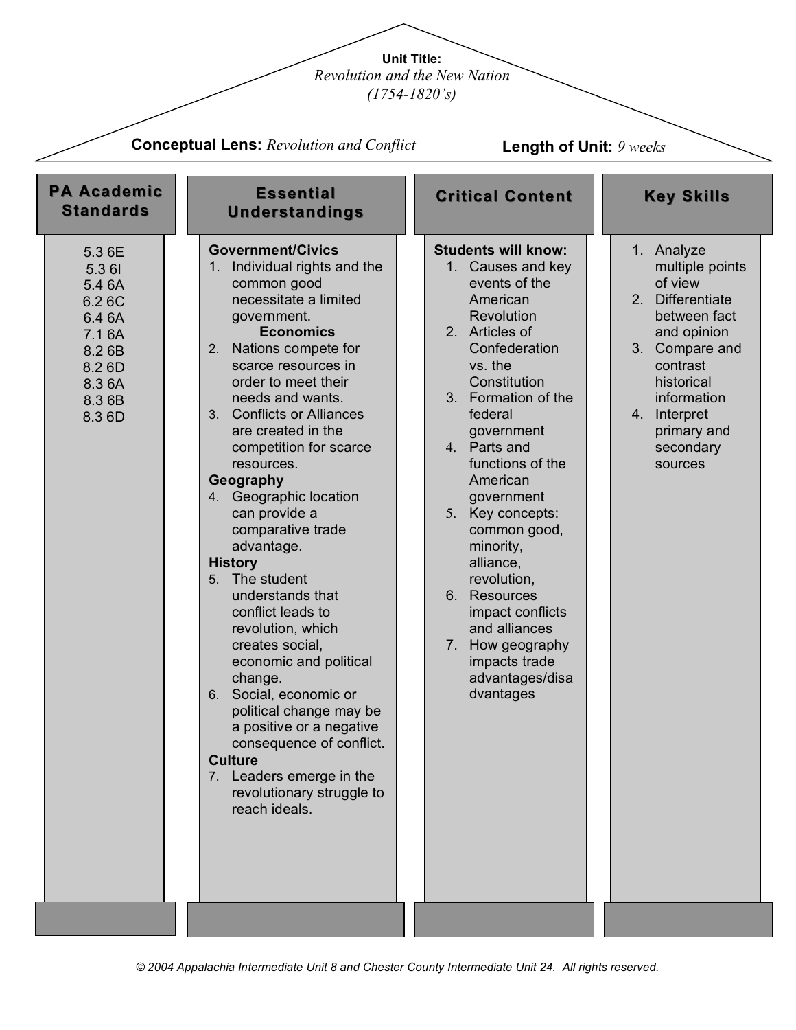**Unit Title:**
*Revolution and the New Nation*
*(1754-1820's)*

**Conceptual Lens:** *Revolution and Conflict*

**Length of Unit:** *9 weeks*

## PA Academic Standards

5.3 6E
5.3 6I
5.4 6A
6.2 6C
6.4 6A
7.1 6A
8.2 6B
8.2 6D
8.3 6A
8.3 6B
8.3 6D

## Essential Understandings

**Government/Civics**

1. Individual rights and the common good necessitate a limited government.

**Economics**

2. Nations compete for scarce resources in order to meet their needs and wants.
3. Conflicts or Alliances are created in the competition for scarce resources.

**Geography**

4. Geographic location can provide a comparative trade advantage.

**History**

5. The student understands that conflict leads to revolution, which creates social, economic and political change.
6. Social, economic or political change may be a positive or a negative consequence of conflict.

**Culture**

7. Leaders emerge in the revolutionary struggle to reach ideals.

## Critical Content

**Students will know:**

1. Causes and key events of the American Revolution
2. Articles of Confederation vs. the Constitution
3. Formation of the federal government
4. Parts and functions of the American government
5. Key concepts: common good, minority, alliance, revolution,
6. Resources impact conflicts and alliances
7. How geography impacts trade advantages/disadvantages

## Key Skills

1. Analyze multiple points of view
2. Differentiate between fact and opinion
3. Compare and contrast historical information
4. Interpret primary and secondary sources

*© 2004 Appalachia Intermediate Unit 8 and Chester County Intermediate Unit 24. All rights reserved.*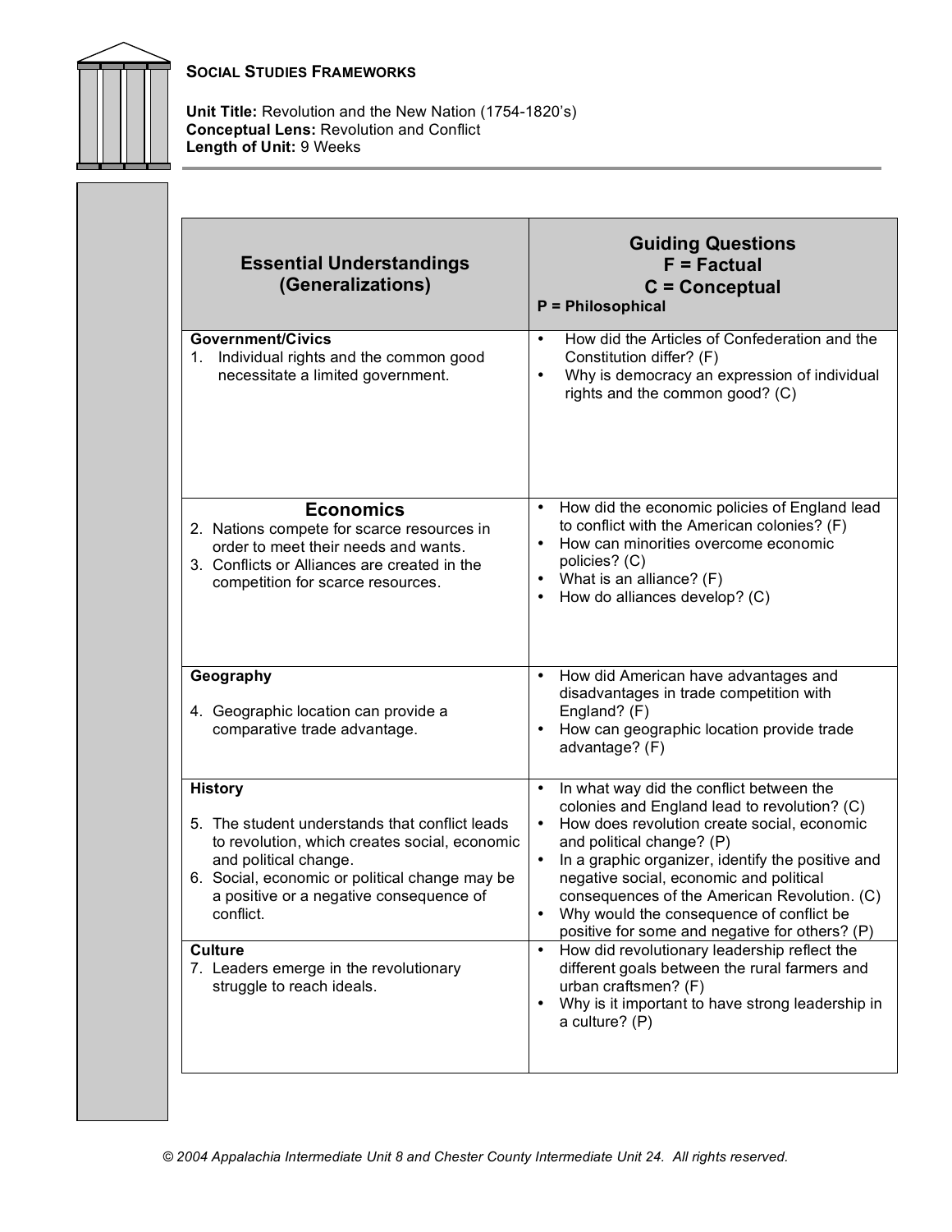**SOCIAL STUDIES FRAMEWORKS**

**Unit Title:** Revolution and the New Nation (1754-1820's)
**Conceptual Lens:** Revolution and Conflict
**Length of Unit:** 9 Weeks

| Essential Understandings (Generalizations) | Guiding Questions F = Factual C = Conceptual P = Philosophical |
|---|---|
| **Government/Civics**<br>1. Individual rights and the common good necessitate a limited government. | • How did the Articles of Confederation and the Constitution differ? (F)<br>• Why is democracy an expression of individual rights and the common good? (C) |
| **Economics**<br>2. Nations compete for scarce resources in order to meet their needs and wants.<br>3. Conflicts or Alliances are created in the competition for scarce resources. | • How did the economic policies of England lead to conflict with the American colonies? (F)<br>• How can minorities overcome economic policies? (C)<br>• What is an alliance? (F)<br>• How do alliances develop? (C) |
| **Geography**<br>4. Geographic location can provide a comparative trade advantage. | • How did American have advantages and disadvantages in trade competition with England? (F)<br>• How can geographic location provide trade advantage? (F) |
| **History**<br>5. The student understands that conflict leads to revolution, which creates social, economic and political change.<br>6. Social, economic or political change may be a positive or a negative consequence of conflict. | • In what way did the conflict between the colonies and England lead to revolution? (C)<br>• How does revolution create social, economic and political change? (P)<br>• In a graphic organizer, identify the positive and negative social, economic and political consequences of the American Revolution. (C)<br>• Why would the consequence of conflict be positive for some and negative for others? (P) |
| **Culture**<br>7. Leaders emerge in the revolutionary struggle to reach ideals. | • How did revolutionary leadership reflect the different goals between the rural farmers and urban craftsmen? (F)<br>• Why is it important to have strong leadership in a culture? (P) |

*© 2004 Appalachia Intermediate Unit 8 and Chester County Intermediate Unit 24. All rights reserved.*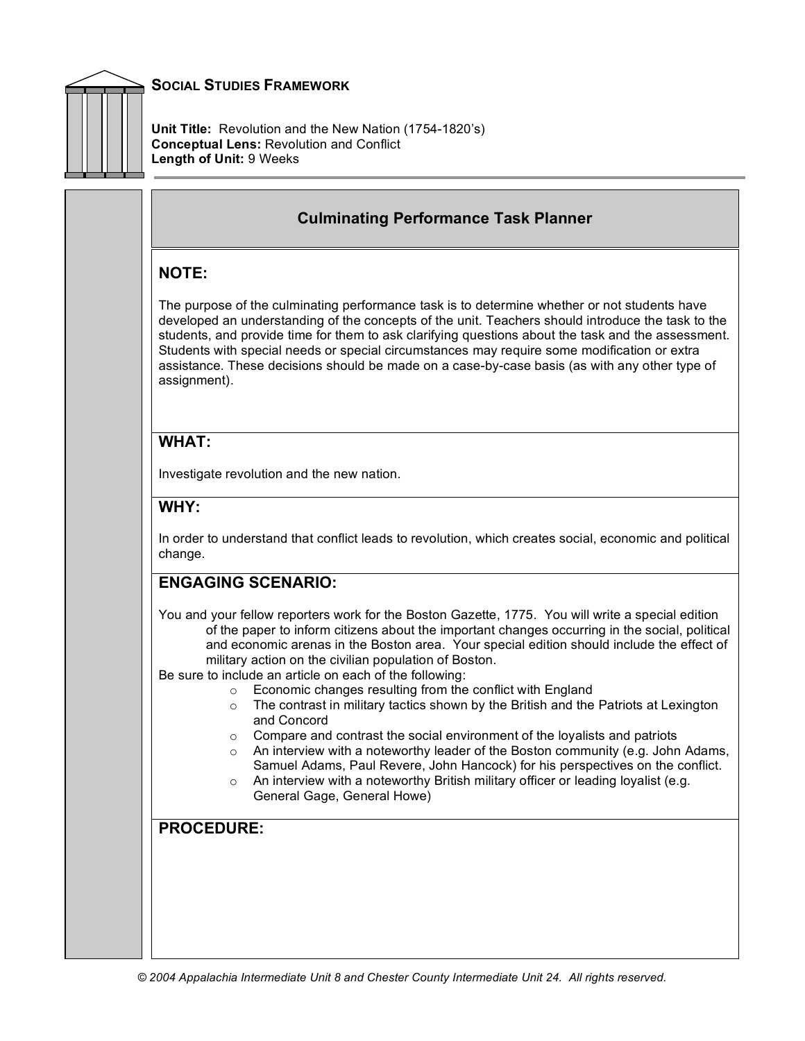## Social Studies Framework

**Unit Title:** Revolution and the New Nation (1754-1820's)
**Conceptual Lens:** Revolution and Conflict
**Length of Unit:** 9 Weeks

### Culminating Performance Task Planner

#### NOTE:

The purpose of the culminating performance task is to determine whether or not students have developed an understanding of the concepts of the unit. Teachers should introduce the task to the students, and provide time for them to ask clarifying questions about the task and the assessment. Students with special needs or special circumstances may require some modification or extra assistance. These decisions should be made on a case-by-case basis (as with any other type of assignment).

#### WHAT:

Investigate revolution and the new nation.

#### WHY:

In order to understand that conflict leads to revolution, which creates social, economic and political change.

#### ENGAGING SCENARIO:

You and your fellow reporters work for the Boston Gazette, 1775. You will write a special edition of the paper to inform citizens about the important changes occurring in the social, political and economic arenas in the Boston area. Your special edition should include the effect of military action on the civilian population of Boston.

Be sure to include an article on each of the following:

- Economic changes resulting from the conflict with England
- The contrast in military tactics shown by the British and the Patriots at Lexington and Concord
- Compare and contrast the social environment of the loyalists and patriots
- An interview with a noteworthy leader of the Boston community (e.g. John Adams, Samuel Adams, Paul Revere, John Hancock) for his perspectives on the conflict.
- An interview with a noteworthy British military officer or leading loyalist (e.g. General Gage, General Howe)

#### PROCEDURE: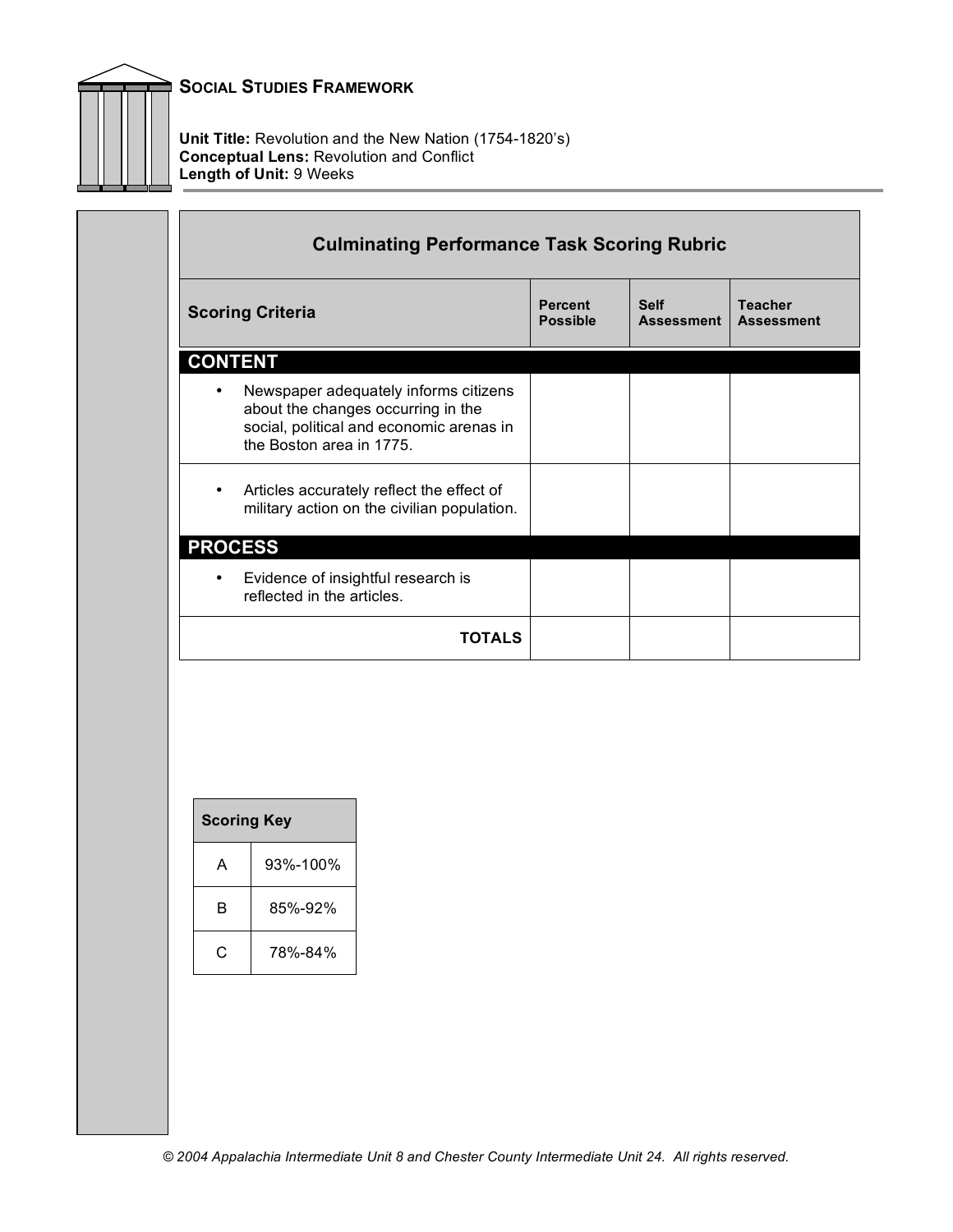**SOCIAL STUDIES FRAMEWORK**

**Unit Title:** Revolution and the New Nation (1754-1820's)
**Conceptual Lens:** Revolution and Conflict
**Length of Unit:** 9 Weeks

## Culminating Performance Task Scoring Rubric

| Scoring Criteria | Percent Possible | Self Assessment | Teacher Assessment |
|---|---|---|---|
| **CONTENT** | | | |
| • Newspaper adequately informs citizens about the changes occurring in the social, political and economic arenas in the Boston area in 1775. | | | |
| • Articles accurately reflect the effect of military action on the civilian population. | | | |
| **PROCESS** | | | |
| • Evidence of insightful research is reflected in the articles. | | | |
| **TOTALS** | | | |

| Scoring Key | |
|---|---|
| A | 93%-100% |
| B | 85%-92% |
| C | 78%-84% |

*© 2004 Appalachia Intermediate Unit 8 and Chester County Intermediate Unit 24. All rights reserved.*